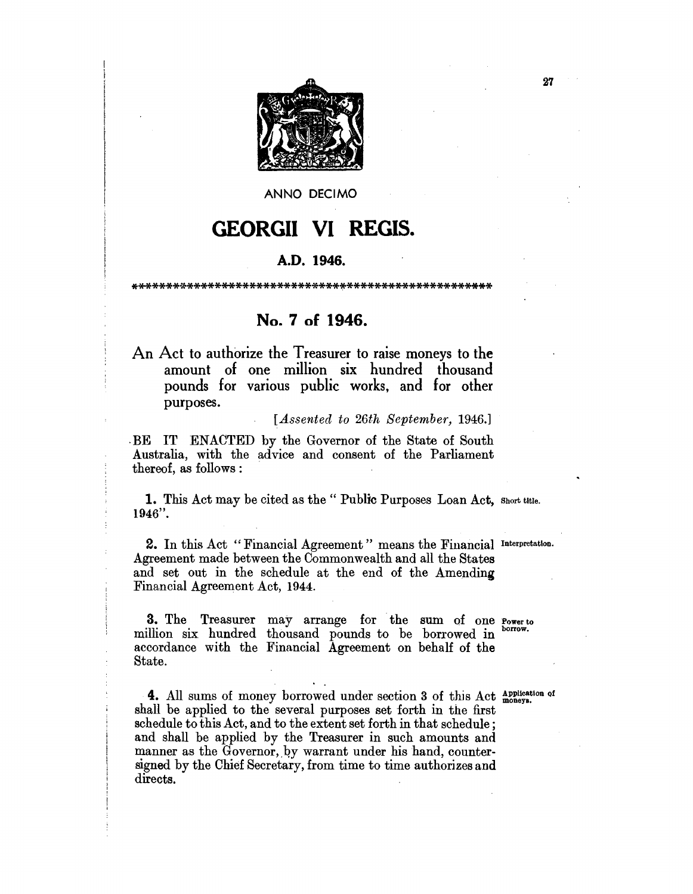ANNO DECIMO

# GEORGII VI REGIS.

### A.D. 1946.

*****************************************************

## No. 7 of 1946.

An Act to authorize the Treasurer to raise moneys to the amount of one million six hundred thousand pounds for various public works, and for other purposes.

[*Assented to 26th September,* 1946.]

BE IT ENACTED by the Governor of the State of South Australia, with the advice and consent of the Parliament thereof, as follows:

**1.** This Act may be cited as the "Public Purposes Loan Act, 1946". *Short title.*

**2.** In this Act "Financial Agreement" means the Financial Agreement made between the Commonwealth and all the States and set out in the schedule at the end of the Amending Financial Agreement Act, 1944. *Interpretation.*

**3.** The Treasurer may arrange for the sum of one million six hundred thousand pounds to be borrowed in accordance with the Financial Agreement on behalf of the State. *Power to borrow.*

**4.** All sums of money borrowed under section 3 of this Act shall be applied to the several purposes set forth in the first schedule to this Act, and to the extent set forth in that schedule; and shall be applied by the Treasurer in such amounts and manner as the Governor, by warrant under his hand, countersigned by the Chief Secretary, from time to time authorizes and directs. *Application of moneys.*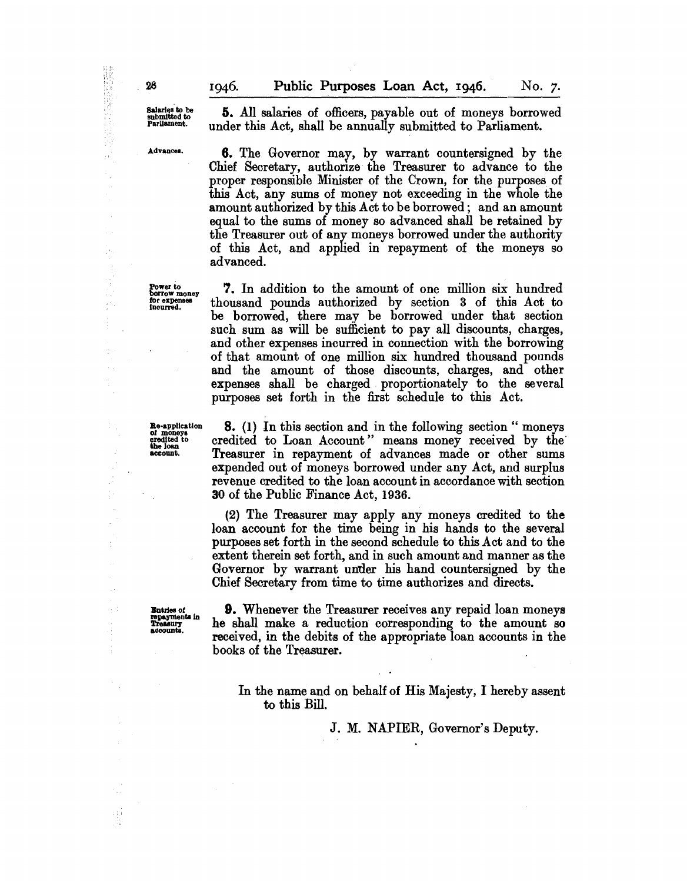*Salaries to be submitted to Parliament.*

**5.** All salaries of officers, payable out of moneys borrowed under this Act, shall be annually submitted to Parliament.

*Advances.*

**6.** The Governor may, by warrant countersigned by the Chief Secretary, authorize the Treasurer to advance to the proper responsible Minister of the Crown, for the purposes of this Act, any sums of money not exceeding in the whole the amount authorized by this Act to be borrowed; and an amount equal to the sums of money so advanced shall be retained by the Treasurer out of any moneys borrowed under the authority of this Act, and applied in repayment of the moneys so advanced.

*Power to borrow money for expenses incurred.*

**7.** In addition to the amount of one million six hundred thousand pounds authorized by section 3 of this Act to be borrowed, there may be borrowed under that section such sum as will be sufficient to pay all discounts, charges, and other expenses incurred in connection with the borrowing of that amount of one million six hundred thousand pounds and the amount of those discounts, charges, and other expenses shall be charged proportionately to the several purposes set forth in the first schedule to this Act.

*Re-application of moneys credited to the loan account.*

**8.** (1) In this section and in the following section " moneys credited to Loan Account " means money received by the Treasurer in repayment of advances made or other sums expended out of moneys borrowed under any Act, and surplus revenue credited to the loan account in accordance with section 30 of the Public Finance Act, 1936.

(2) The Treasurer may apply any moneys credited to the loan account for the time being in his hands to the several purposes set forth in the second schedule to this Act and to the extent therein set forth, and in such amount and manner as the Governor by warrant under his hand countersigned by the Chief Secretary from time to time authorizes and directs.

*Entries of repayments in Treasury accounts.*

**9.** Whenever the Treasurer receives any repaid loan moneys he shall make a reduction corresponding to the amount so received, in the debits of the appropriate loan accounts in the books of the Treasurer.

In the name and on behalf of His Majesty, I hereby assent to this Bill.

J. M. NAPIER, Governor's Deputy.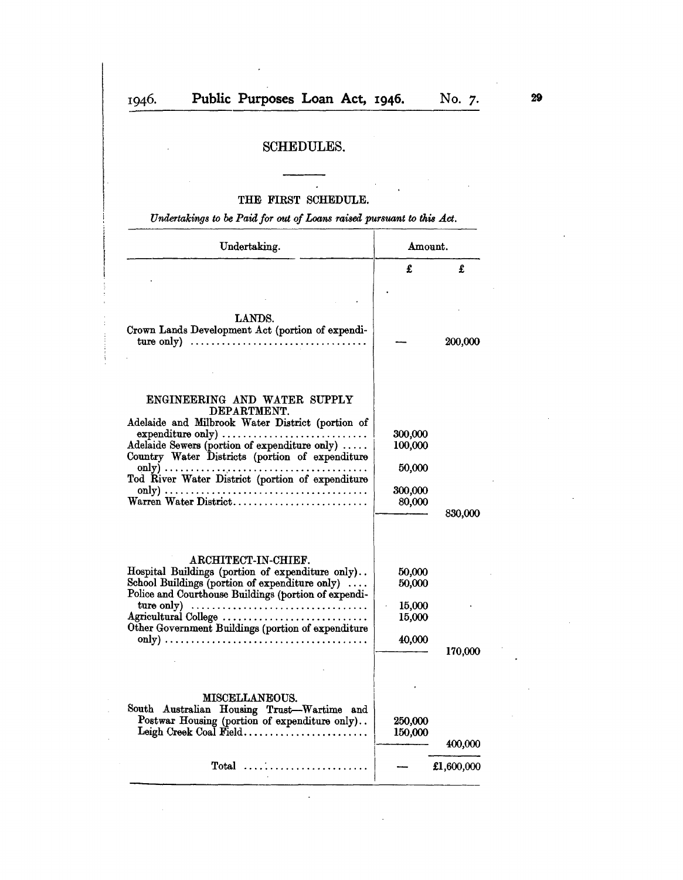## SCHEDULES.

### THE FIRST SCHEDULE.

*Undertakings to be Paid for out of Loans raised pursuant to this Act.*

| Undertaking. | Amount. | |
|---|---|---|
| | £ | £ |
| **LANDS.** | | |
| Crown Lands Development Act (portion of expenditure only) | — | 200,000 |
| **ENGINEERING AND WATER SUPPLY DEPARTMENT.** | | |
| Adelaide and Milbrook Water District (portion of expenditure only) | 300,000 | |
| Adelaide Sewers (portion of expenditure only) | 100,000 | |
| Country Water Districts (portion of expenditure only) | 50,000 | |
| Tod River Water District (portion of expenditure only) | 300,000 | |
| Warren Water District | 80,000 | |
| | | 830,000 |
| **ARCHITECT-IN-CHIEF.** | | |
| Hospital Buildings (portion of expenditure only) | 50,000 | |
| School Buildings (portion of expenditure only) | 50,000 | |
| Police and Courthouse Buildings (portion of expenditure only) | 15,000 | |
| Agricultural College | 15,000 | |
| Other Government Buildings (portion of expenditure only) | 40,000 | |
| | | 170,000 |
| **MISCELLANEOUS.** | | |
| South Australian Housing Trust—Wartime and Postwar Housing (portion of expenditure only) | 250,000 | |
| Leigh Creek Coal Field | 150,000 | |
| | | 400,000 |
| Total | — | £1,600,000 |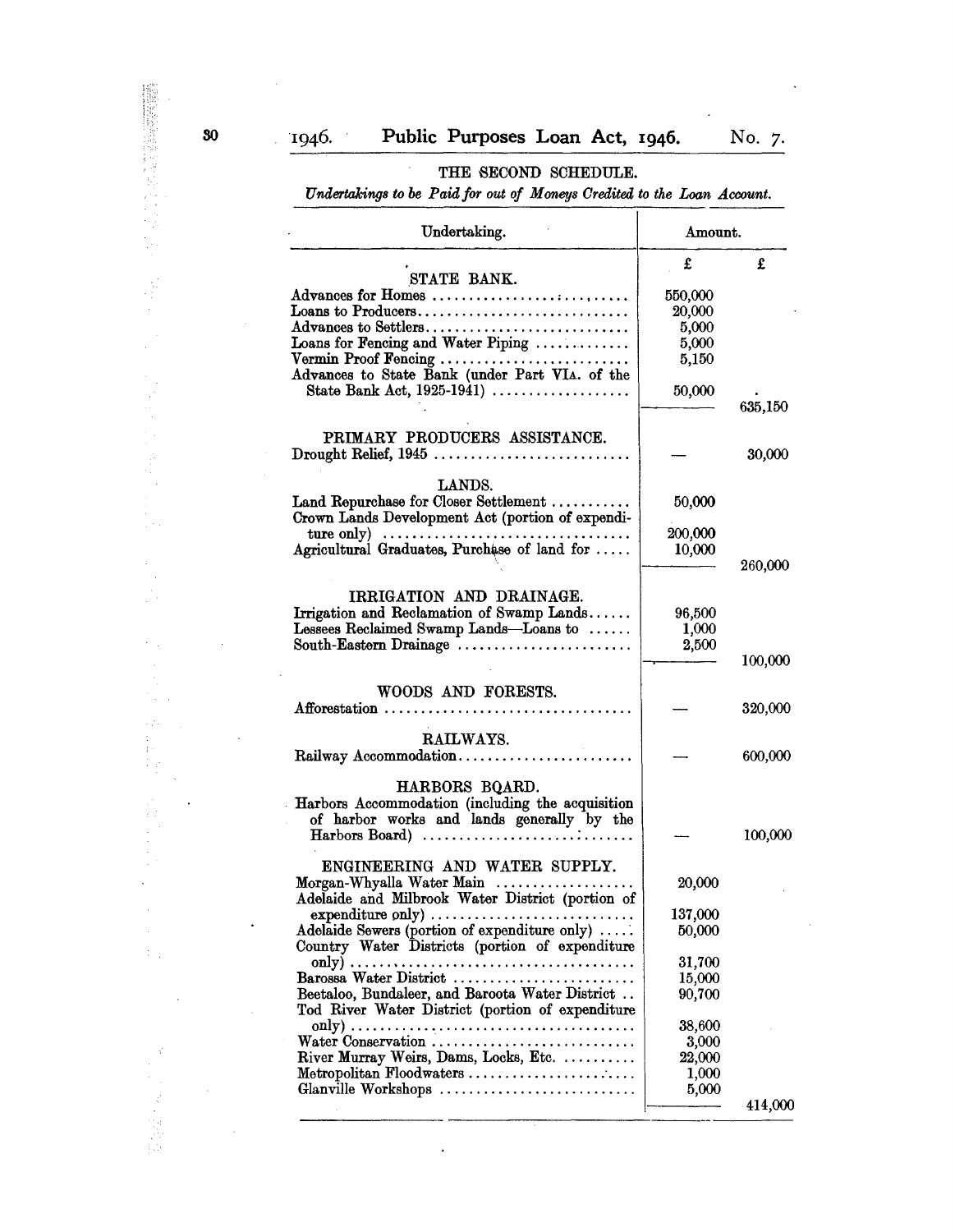## THE SECOND SCHEDULE.

*Undertakings to be Paid for out of Moneys Credited to the Loan Account.*

| Undertaking. | Amount. | |
|---|---|---|
| | £ | £ |
| STATE BANK. | | |
| Advances for Homes | 550,000 | |
| Loans to Producers | 20,000 | |
| Advances to Settlers | 5,000 | |
| Loans for Fencing and Water Piping | 5,000 | |
| Vermin Proof Fencing | 5,150 | |
| Advances to State Bank (under Part VIA. of the State Bank Act, 1925-1941) | 50,000 | |
| | | 635,150 |
| PRIMARY PRODUCERS ASSISTANCE. | | |
| Drought Relief, 1945 | — | 30,000 |
| LANDS. | | |
| Land Repurchase for Closer Settlement | 50,000 | |
| Crown Lands Development Act (portion of expenditure only) | 200,000 | |
| Agricultural Graduates, Purchase of land for | 10,000 | |
| | | 260,000 |
| IRRIGATION AND DRAINAGE. | | |
| Irrigation and Reclamation of Swamp Lands | 96,500 | |
| Lessees Reclaimed Swamp Lands—Loans to | 1,000 | |
| South-Eastern Drainage | 2,500 | |
| | | 100,000 |
| WOODS AND FORESTS. | | |
| Afforestation | — | 320,000 |
| RAILWAYS. | | |
| Railway Accommodation | — | 600,000 |
| HARBORS BOARD. | | |
| Harbors Accommodation (including the acquisition of harbor works and lands generally by the Harbors Board) | — | 100,000 |
| ENGINEERING AND WATER SUPPLY. | | |
| Morgan-Whyalla Water Main | 20,000 | |
| Adelaide and Milbrook Water District (portion of expenditure only) | 137,000 | |
| Adelaide Sewers (portion of expenditure only) | 50,000 | |
| Country Water Districts (portion of expenditure only) | 31,700 | |
| Barossa Water District | 15,000 | |
| Beetaloo, Bundaleer, and Baroota Water District | 90,700 | |
| Tod River Water District (portion of expenditure only) | 38,600 | |
| Water Conservation | 3,000 | |
| River Murray Weirs, Dams, Locks, Etc. | 22,000 | |
| Metropolitan Floodwaters | 1,000 | |
| Glanville Workshops | 5,000 | |
| | | 414,000 |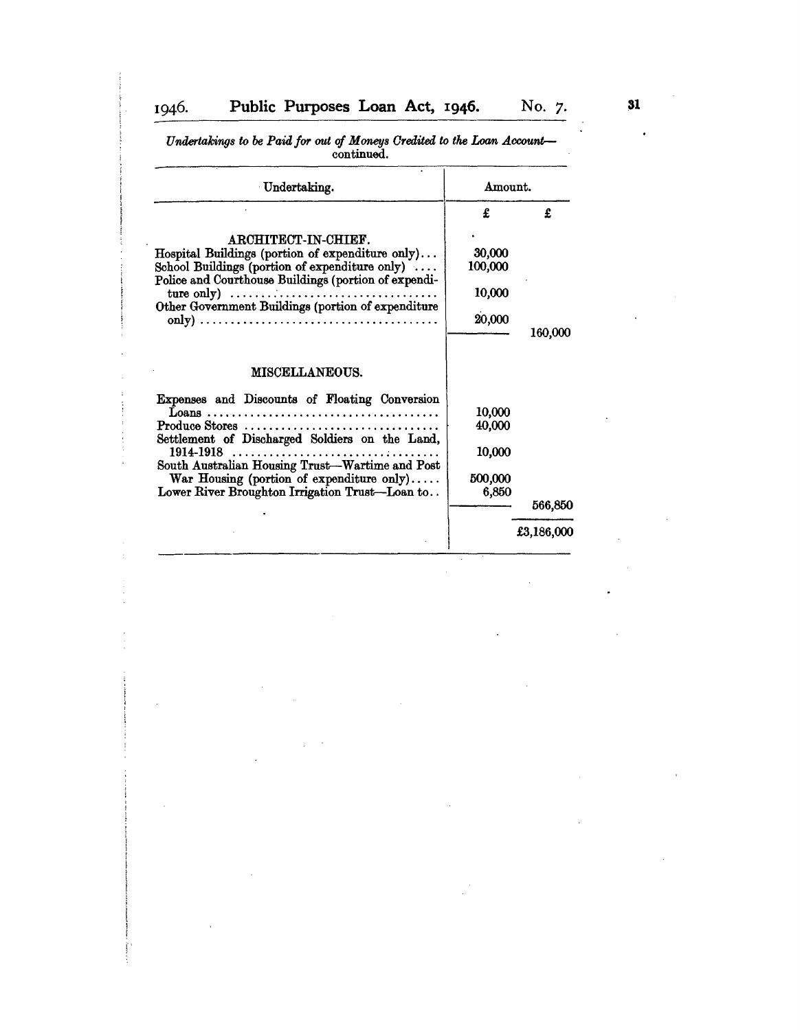*Undertakings to be Paid for out of Moneys Credited to the Loan Account*—continued.

| Undertaking. | Amount. | |
|---|---|---|
| | £ | £ |
| ARCHITECT-IN-CHIEF. | | |
| Hospital Buildings (portion of expenditure only)... | 30,000 | |
| School Buildings (portion of expenditure only) .... | 100,000 | |
| Police and Courthouse Buildings (portion of expenditure only) .................................... | 10,000 | |
| Other Government Buildings (portion of expenditure only) ....................................... | 20,000 | |
| | | 160,000 |
| MISCELLANEOUS. | | |
| Expenses and Discounts of Floating Conversion Loans ...................................... | 10,000 | |
| Produce Stores ................................ | 40,000 | |
| Settlement of Discharged Soldiers on the Land, 1914-1918 .................................. | 10,000 | |
| South Australian Housing Trust—Wartime and Post War Housing (portion of expenditure only)..... | 500,000 | |
| Lower River Broughton Irrigation Trust—Loan to.. | 6,850 | |
| | | 566,850 |
| | | £3,186,000 |